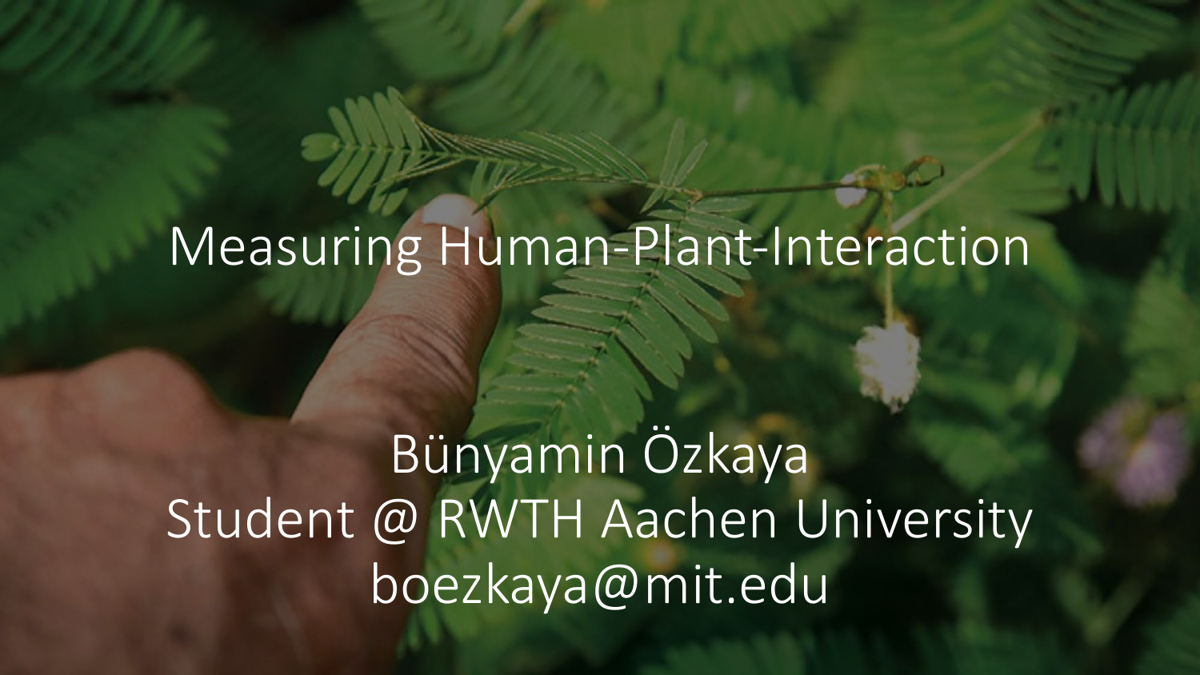# Measuring Human-Plant-Interaction

Bünyamin Özkaya
Student @ RWTH Aachen University
boezkaya@mit.edu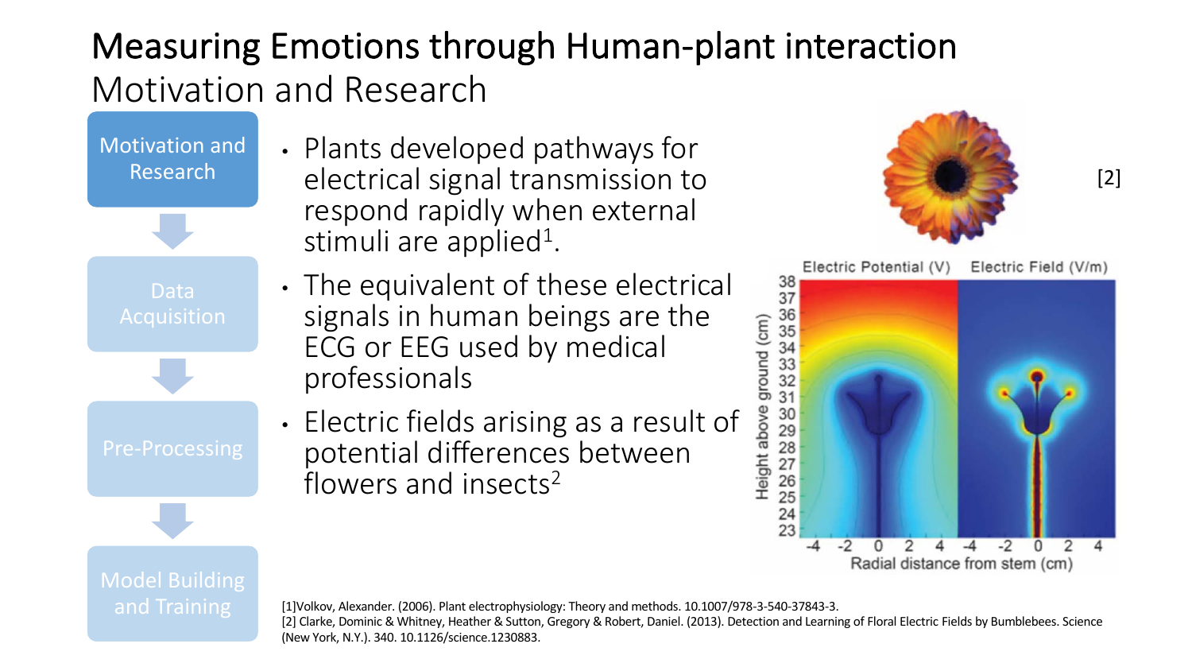# Measuring Emotions through Human-plant interaction

## Motivation and Research

- Motivation and Research
- Data Acquisition
- Pre-Processing
- Model Building and Training

- Plants developed pathways for electrical signal transmission to respond rapidly when external stimuli are applied[1].
- The equivalent of these electrical signals in human beings are the ECG or EEG used by medical professionals
- Electric fields arising as a result of potential differences between flowers and insects[2]

[2]

[1]Volkov, Alexander. (2006). Plant electrophysiology: Theory and methods. 10.1007/978-3-540-37843-3.
[2] Clarke, Dominic & Whitney, Heather & Sutton, Gregory & Robert, Daniel. (2013). Detection and Learning of Floral Electric Fields by Bumblebees. Science (New York, N.Y.). 340. 10.1126/science.1230883.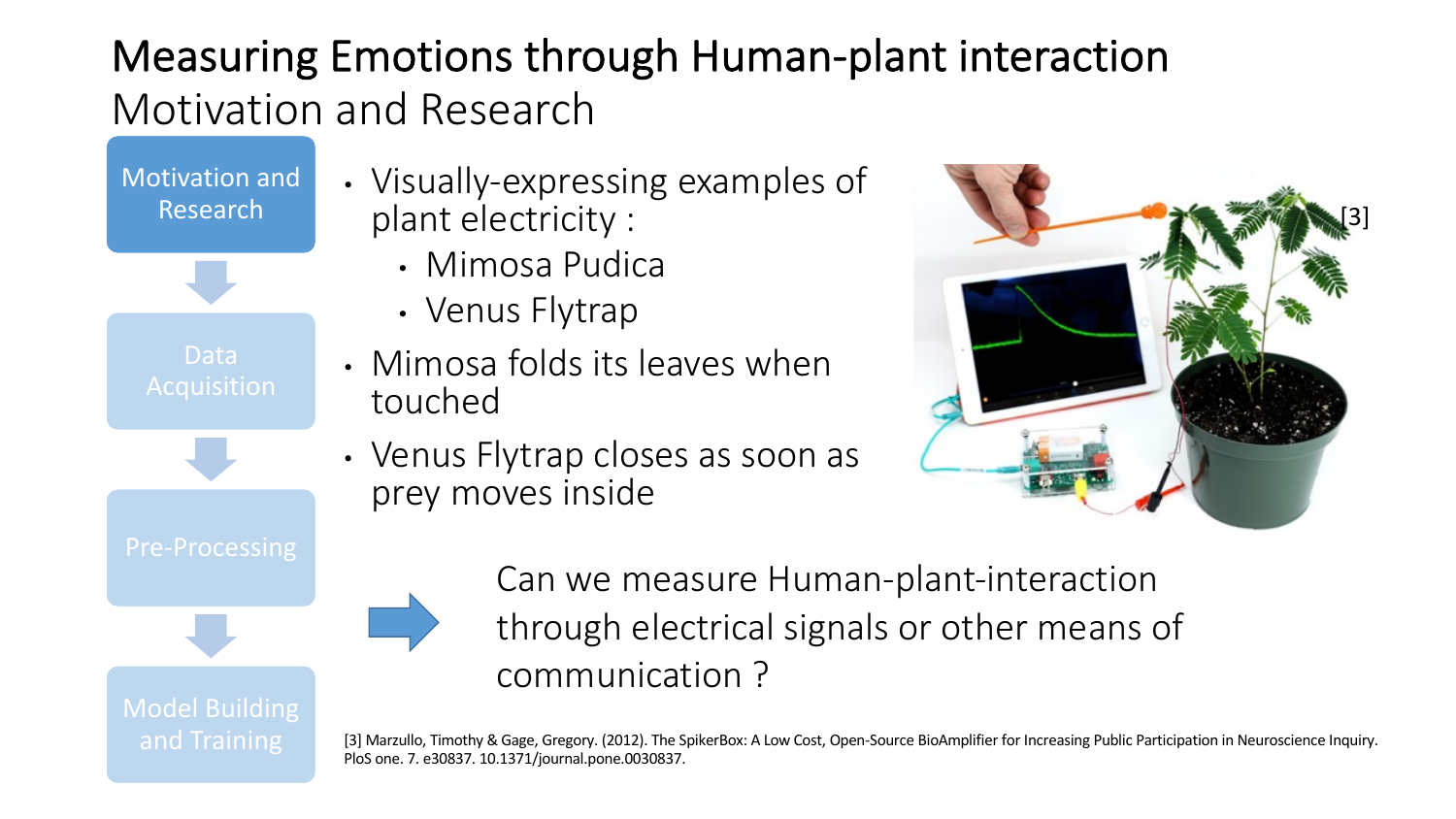# Measuring Emotions through Human-plant interaction

## Motivation and Research

- Motivation and Research
- Data Acquisition
- Pre-Processing
- Model Building and Training

- Visually-expressing examples of plant electricity :
  - Mimosa Pudica
  - Venus Flytrap
- Mimosa folds its leaves when touched
- Venus Flytrap closes as soon as prey moves inside

[3]

Can we measure Human-plant-interaction through electrical signals or other means of communication ?

[3] Marzullo, Timothy & Gage, Gregory. (2012). The SpikerBox: A Low Cost, Open-Source BioAmplifier for Increasing Public Participation in Neuroscience Inquiry. PloS one. 7. e30837. 10.1371/journal.pone.0030837.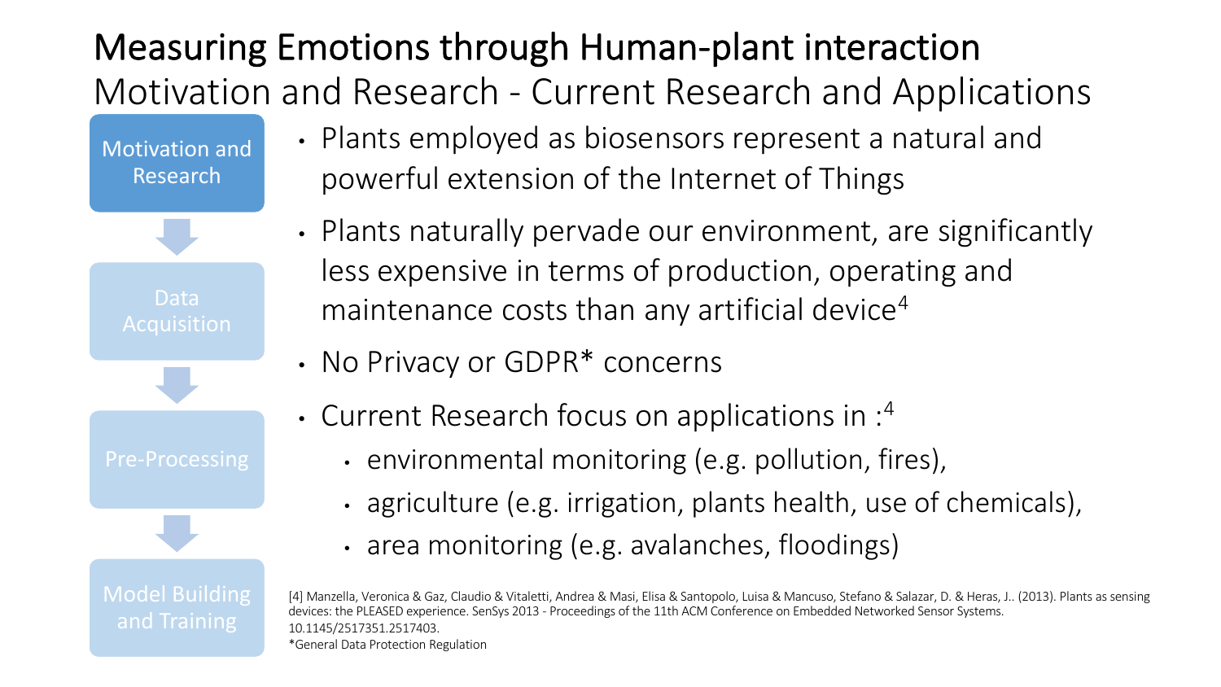# Measuring Emotions through Human-plant interaction

## Motivation and Research - Current Research and Applications

- Motivation and Research
- Data Acquisition
- Pre-Processing
- Model Building and Training

- Plants employed as biosensors represent a natural and powerful extension of the Internet of Things
- Plants naturally pervade our environment, are significantly less expensive in terms of production, operating and maintenance costs than any artificial device[4]
- No Privacy or GDPR* concerns
- Current Research focus on applications in :[4]
  - environmental monitoring (e.g. pollution, fires),
  - agriculture (e.g. irrigation, plants health, use of chemicals),
  - area monitoring (e.g. avalanches, floodings)

[4] Manzella, Veronica & Gaz, Claudio & Vitaletti, Andrea & Masi, Elisa & Santopolo, Luisa & Mancuso, Stefano & Salazar, D. & Heras, J.. (2013). Plants as sensing devices: the PLEASED experience. SenSys 2013 - Proceedings of the 11th ACM Conference on Embedded Networked Sensor Systems. 10.1145/2517351.2517403.

*General Data Protection Regulation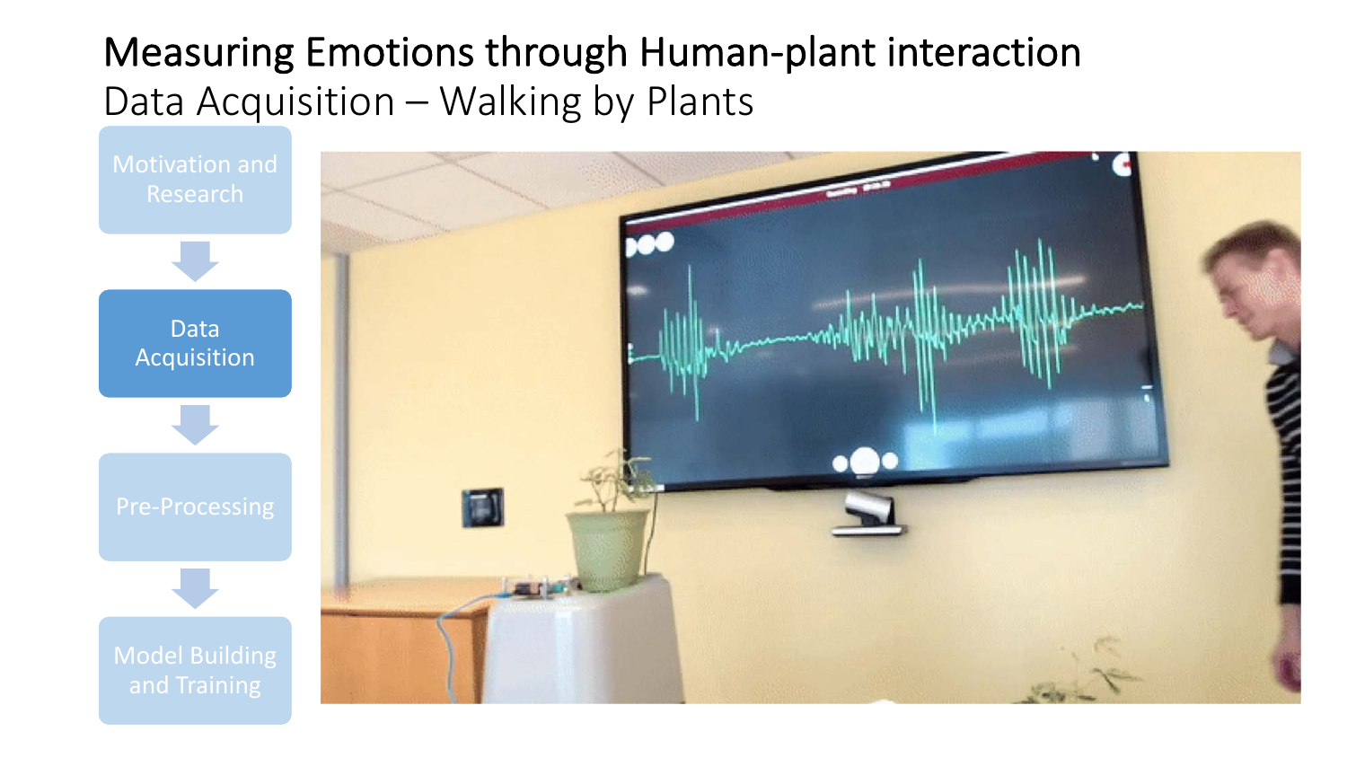# Measuring Emotions through Human-plant interaction

## Data Acquisition – Walking by Plants

- Motivation and Research
- **Data Acquisition**
- Pre-Processing
- Model Building and Training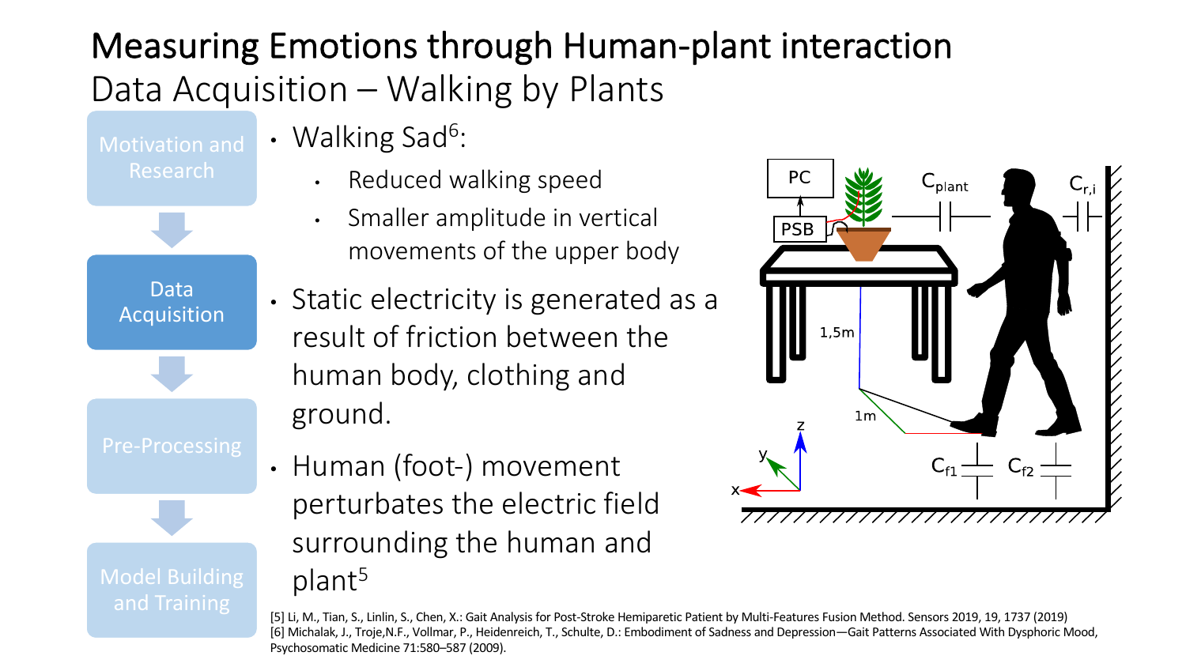# Measuring Emotions through Human-plant interaction

## Data Acquisition – Walking by Plants

- Motivation and Research
- **Data Acquisition**
- Pre-Processing
- Model Building and Training

- Walking Sad[6]:
  - Reduced walking speed
  - Smaller amplitude in vertical movements of the upper body
- Static electricity is generated as a result of friction between the human body, clothing and ground.
- Human (foot-) movement perturbates the electric field surrounding the human and plant[5]

[5] Li, M., Tian, S., Linlin, S., Chen, X.: Gait Analysis for Post-Stroke Hemiparetic Patient by Multi-Features Fusion Method. Sensors 2019, 19, 1737 (2019)
[6] Michalak, J., Troje,N.F., Vollmar, P., Heidenreich, T., Schulte, D.: Embodiment of Sadness and Depression—Gait Patterns Associated With Dysphoric Mood, Psychosomatic Medicine 71:580–587 (2009).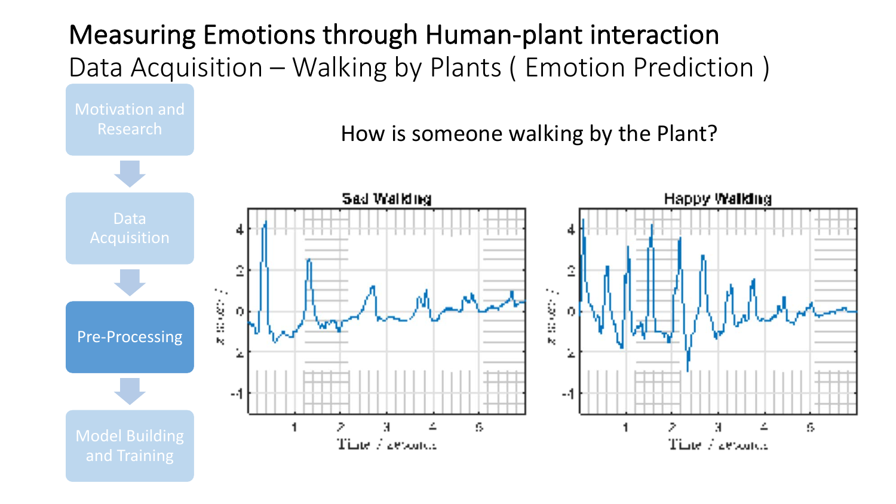# Measuring Emotions through Human-plant interaction

## Data Acquisition – Walking by Plants ( Emotion Prediction )

- Motivation and Research
- Data Acquisition
- **Pre-Processing**
- Model Building and Training

How is someone walking by the Plant?

Sad Walking

Happy Walking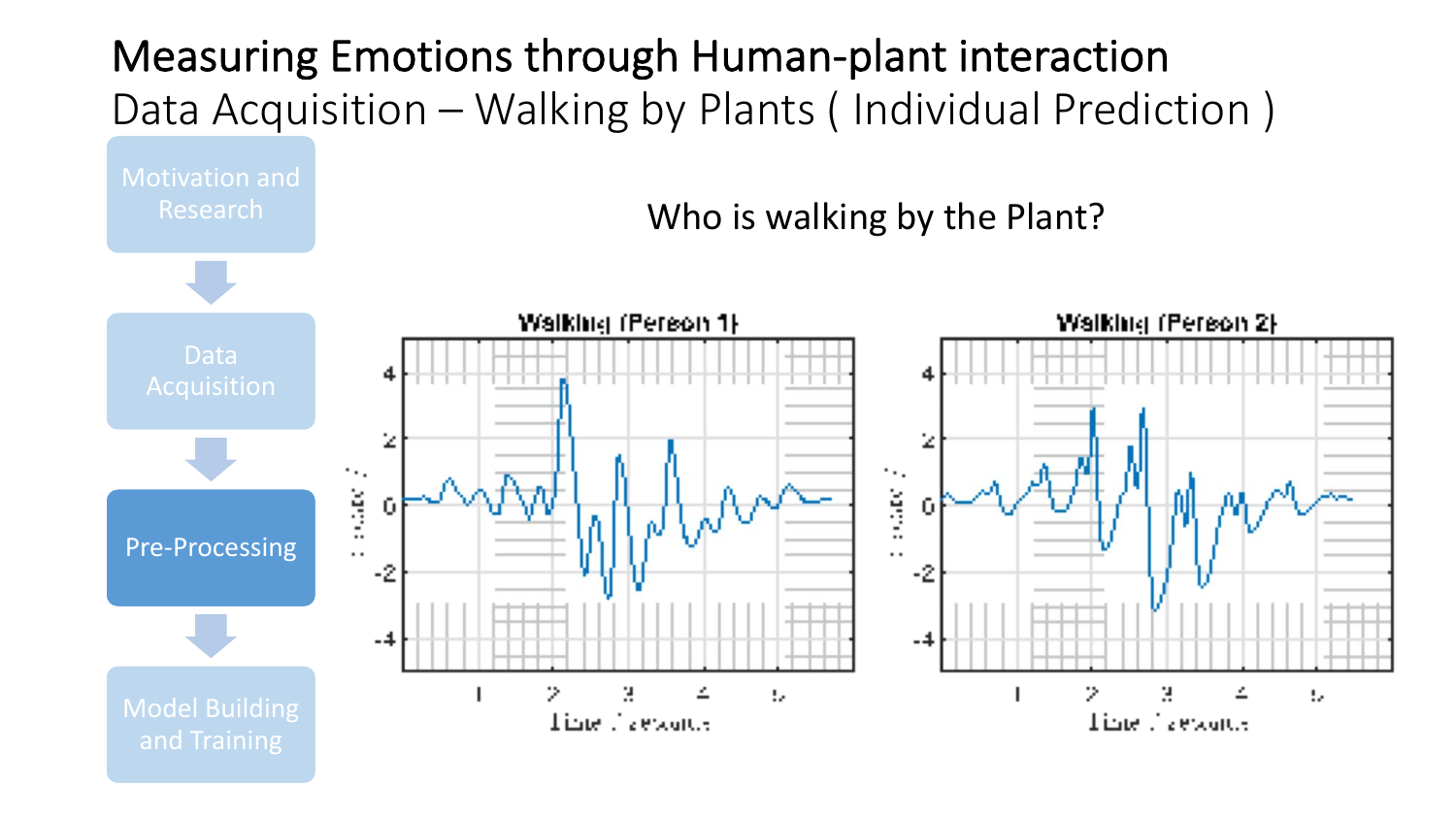# Measuring Emotions through Human-plant interaction

## Data Acquisition – Walking by Plants ( Individual Prediction )

- Motivation and Research
- Data Acquisition
- **Pre-Processing**
- Model Building and Training

Who is walking by the Plant?

Walking (Person 1)

Walking (Person 2)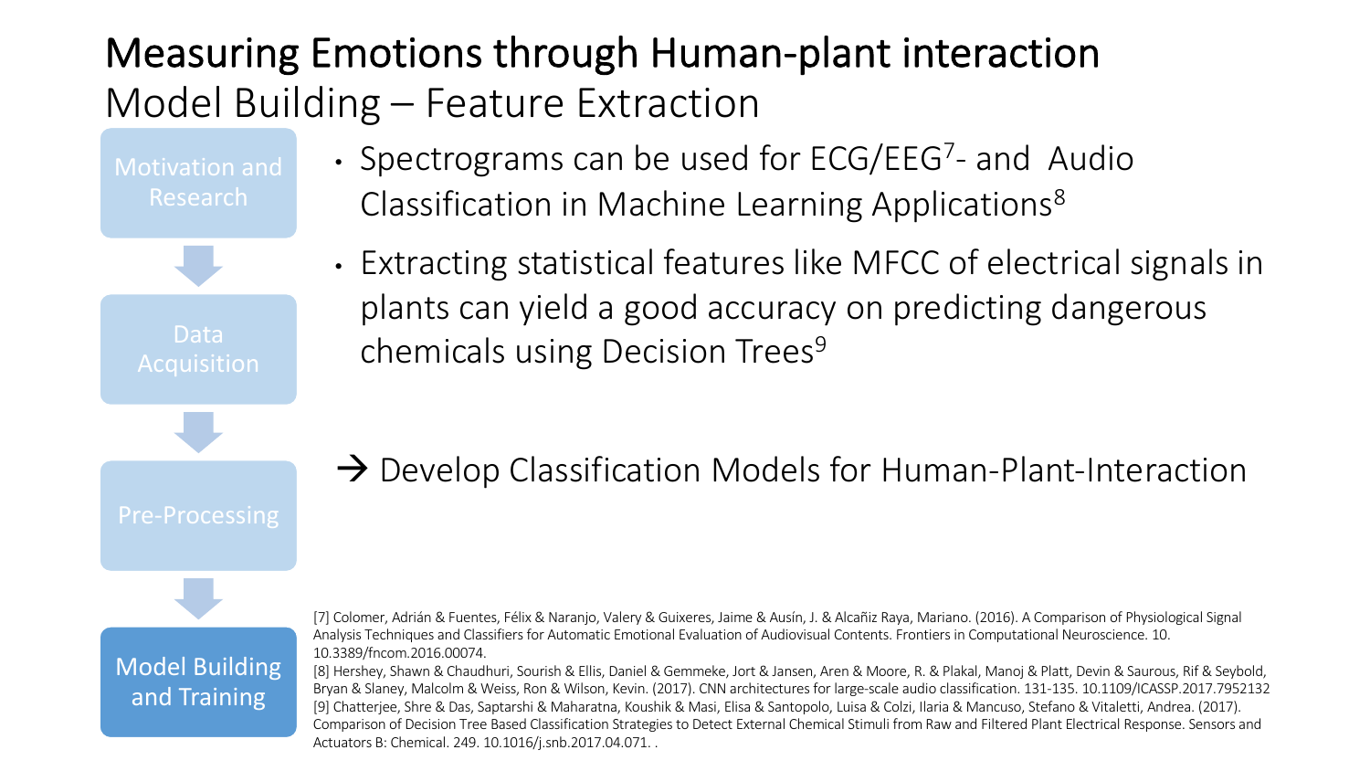# Measuring Emotions through Human-plant interaction

## Model Building – Feature Extraction

- Motivation and Research
- Data Acquisition
- Pre-Processing
- **Model Building and Training**

- Spectrograms can be used for ECG/EEG[7]- and Audio Classification in Machine Learning Applications[8]
- Extracting statistical features like MFCC of electrical signals in plants can yield a good accuracy on predicting dangerous chemicals using Decision Trees[9]

→ Develop Classification Models for Human-Plant-Interaction

[7] Colomer, Adrián & Fuentes, Félix & Naranjo, Valery & Guixeres, Jaime & Ausín, J. & Alcañiz Raya, Mariano. (2016). A Comparison of Physiological Signal Analysis Techniques and Classifiers for Automatic Emotional Evaluation of Audiovisual Contents. Frontiers in Computational Neuroscience. 10. 10.3389/fncom.2016.00074.

[8] Hershey, Shawn & Chaudhuri, Sourish & Ellis, Daniel & Gemmeke, Jort & Jansen, Aren & Moore, R. & Plakal, Manoj & Platt, Devin & Saurous, Rif & Seybold, Bryan & Slaney, Malcolm & Weiss, Ron & Wilson, Kevin. (2017). CNN architectures for large-scale audio classification. 131-135. 10.1109/ICASSP.2017.7952132

[9] Chatterjee, Shre & Das, Saptarshi & Maharatna, Koushik & Masi, Elisa & Santopolo, Luisa & Colzi, Ilaria & Mancuso, Stefano & Vitaletti, Andrea. (2017). Comparison of Decision Tree Based Classification Strategies to Detect External Chemical Stimuli from Raw and Filtered Plant Electrical Response. Sensors and Actuators B: Chemical. 249. 10.1016/j.snb.2017.04.071. .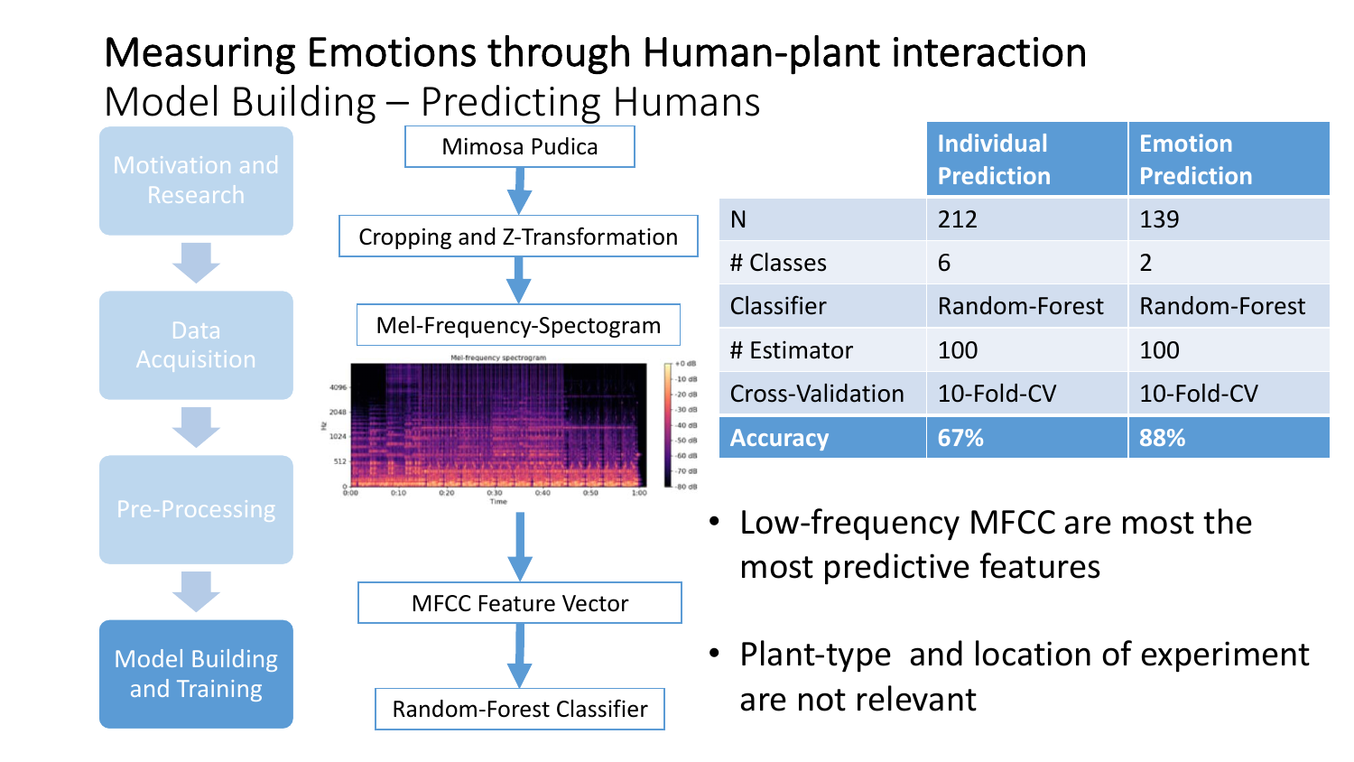# Measuring Emotions through Human-plant interaction

## Model Building – Predicting Humans

- Motivation and Research
- Data Acquisition
- Pre-Processing
- **Model Building and Training**

Mimosa Pudica → Cropping and Z-Transformation → Mel-Frequency-Spectogram → MFCC Feature Vector → Random-Forest Classifier

| | Individual Prediction | Emotion Prediction |
|---|---|---|
| N | 212 | 139 |
| # Classes | 6 | 2 |
| Classifier | Random-Forest | Random-Forest |
| # Estimator | 100 | 100 |
| Cross-Validation | 10-Fold-CV | 10-Fold-CV |
| **Accuracy** | **67%** | **88%** |

- Low-frequency MFCC are most the most predictive features
- Plant-type and location of experiment are not relevant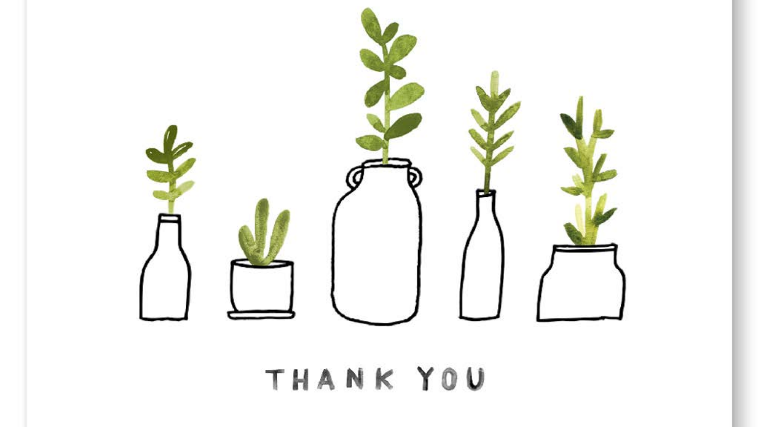THANK YOU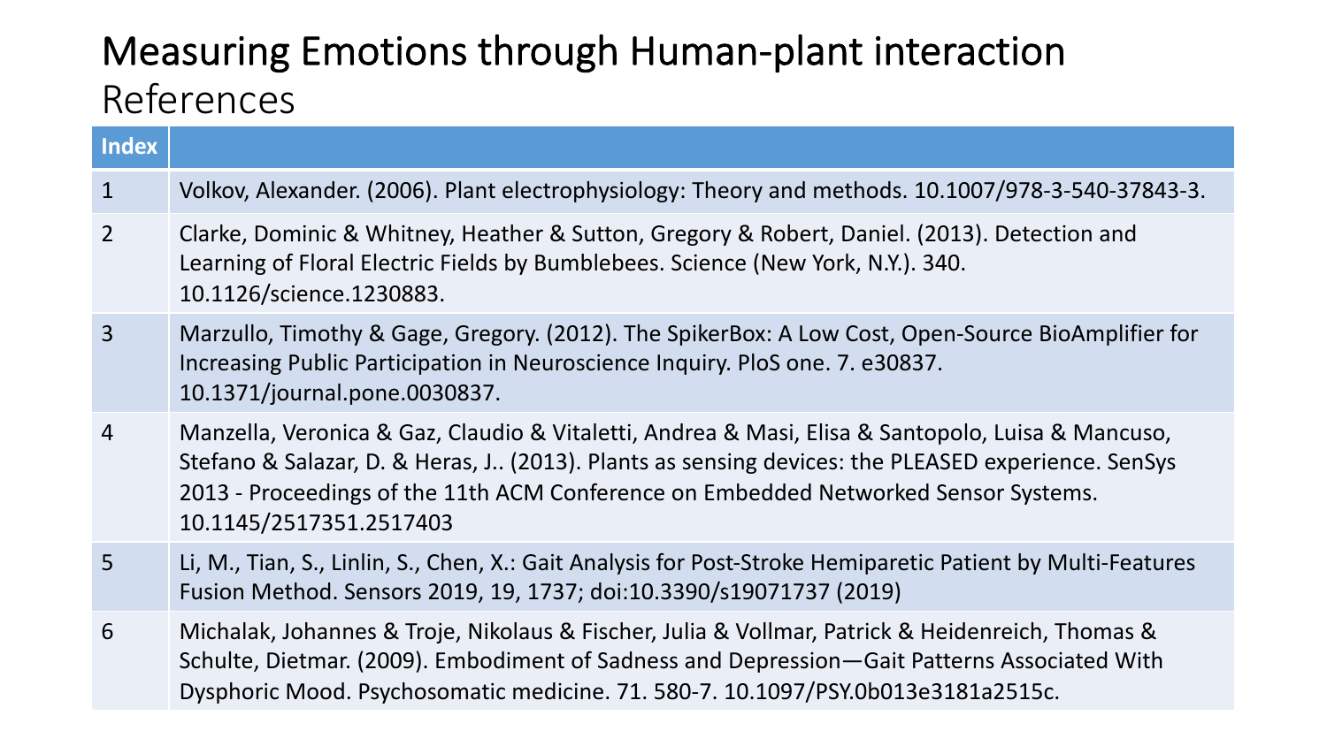# Measuring Emotions through Human-plant interaction

## References

| Index | |
|---|---|
| 1 | Volkov, Alexander. (2006). Plant electrophysiology: Theory and methods. 10.1007/978-3-540-37843-3. |
| 2 | Clarke, Dominic & Whitney, Heather & Sutton, Gregory & Robert, Daniel. (2013). Detection and Learning of Floral Electric Fields by Bumblebees. Science (New York, N.Y.). 340. 10.1126/science.1230883. |
| 3 | Marzullo, Timothy & Gage, Gregory. (2012). The SpikerBox: A Low Cost, Open-Source BioAmplifier for Increasing Public Participation in Neuroscience Inquiry. PloS one. 7. e30837. 10.1371/journal.pone.0030837. |
| 4 | Manzella, Veronica & Gaz, Claudio & Vitaletti, Andrea & Masi, Elisa & Santopolo, Luisa & Mancuso, Stefano & Salazar, D. & Heras, J.. (2013). Plants as sensing devices: the PLEASED experience. SenSys 2013 - Proceedings of the 11th ACM Conference on Embedded Networked Sensor Systems. 10.1145/2517351.2517403 |
| 5 | Li, M., Tian, S., Linlin, S., Chen, X.: Gait Analysis for Post-Stroke Hemiparetic Patient by Multi-Features Fusion Method. Sensors 2019, 19, 1737; doi:10.3390/s19071737 (2019) |
| 6 | Michalak, Johannes & Troje, Nikolaus & Fischer, Julia & Vollmar, Patrick & Heidenreich, Thomas & Schulte, Dietmar. (2009). Embodiment of Sadness and Depression—Gait Patterns Associated With Dysphoric Mood. Psychosomatic medicine. 71. 580-7. 10.1097/PSY.0b013e3181a2515c. |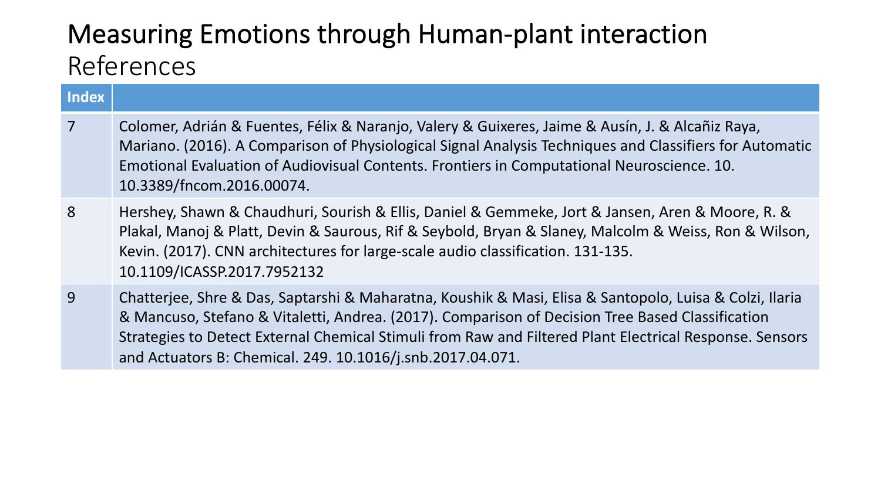# Measuring Emotions through Human-plant interaction

## References

| Index | |
|---|---|
| 7 | Colomer, Adrián & Fuentes, Félix & Naranjo, Valery & Guixeres, Jaime & Ausín, J. & Alcañiz Raya, Mariano. (2016). A Comparison of Physiological Signal Analysis Techniques and Classifiers for Automatic Emotional Evaluation of Audiovisual Contents. Frontiers in Computational Neuroscience. 10. 10.3389/fncom.2016.00074. |
| 8 | Hershey, Shawn & Chaudhuri, Sourish & Ellis, Daniel & Gemmeke, Jort & Jansen, Aren & Moore, R. & Plakal, Manoj & Platt, Devin & Saurous, Rif & Seybold, Bryan & Slaney, Malcolm & Weiss, Ron & Wilson, Kevin. (2017). CNN architectures for large-scale audio classification. 131-135. 10.1109/ICASSP.2017.7952132 |
| 9 | Chatterjee, Shre & Das, Saptarshi & Maharatna, Koushik & Masi, Elisa & Santopolo, Luisa & Colzi, Ilaria & Mancuso, Stefano & Vitaletti, Andrea. (2017). Comparison of Decision Tree Based Classification Strategies to Detect External Chemical Stimuli from Raw and Filtered Plant Electrical Response. Sensors and Actuators B: Chemical. 249. 10.1016/j.snb.2017.04.071. |